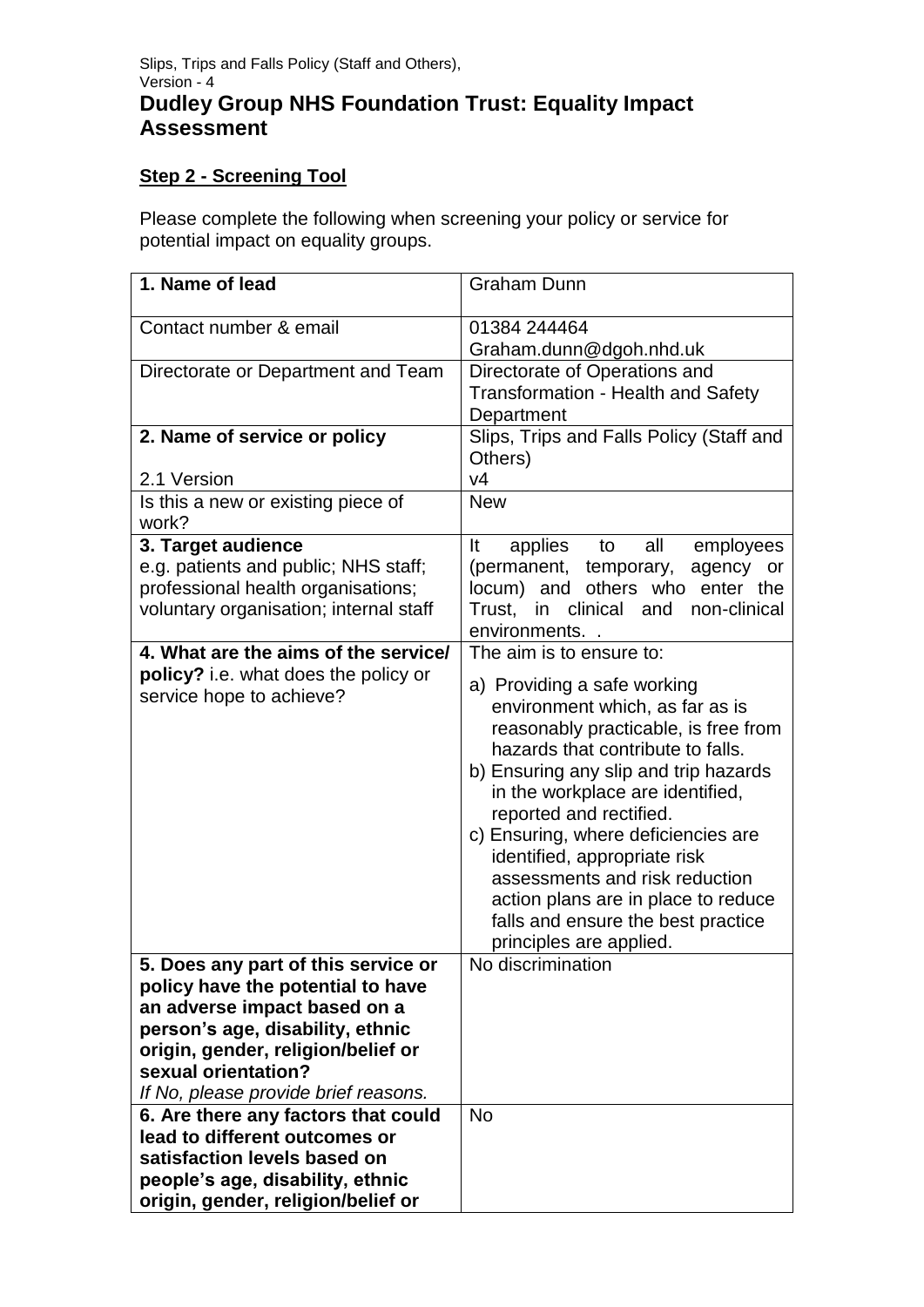# Dudley Group NHS Foundation Trust: Equality Impact Assessment

## Step 2 - Screening Tool

Please complete the following when screening your policy or service for potential impact on equality groups.

| **1. Name of lead** | Graham Dunn |
|---|---|
| Contact number & email | 01384 244464<br>Graham.dunn@dgoh.nhd.uk |
| Directorate or Department and Team | Directorate of Operations and Transformation - Health and Safety Department |
| **2. Name of service or policy**<br><br>2.1 Version | Slips, Trips and Falls Policy (Staff and Others)<br>v4 |
| Is this a new or existing piece of work? | New |
| **3. Target audience**<br>e.g. patients and public; NHS staff; professional health organisations; voluntary organisation; internal staff | It applies to all employees (permanent, temporary, agency or locum) and others who enter the Trust, in clinical and non-clinical environments. . |
| **4. What are the aims of the service/ policy?** i.e. what does the policy or service hope to achieve? | The aim is to ensure to:<br>a) Providing a safe working environment which, as far as is reasonably practicable, is free from hazards that contribute to falls.<br>b) Ensuring any slip and trip hazards in the workplace are identified, reported and rectified.<br>c) Ensuring, where deficiencies are identified, appropriate risk assessments and risk reduction action plans are in place to reduce falls and ensure the best practice principles are applied. |
| **5. Does any part of this service or policy have the potential to have an adverse impact based on a person's age, disability, ethnic origin, gender, religion/belief or sexual orientation?**<br>*If No, please provide brief reasons.* | No discrimination |
| **6. Are there any factors that could lead to different outcomes or satisfaction levels based on people's age, disability, ethnic origin, gender, religion/belief or** | No |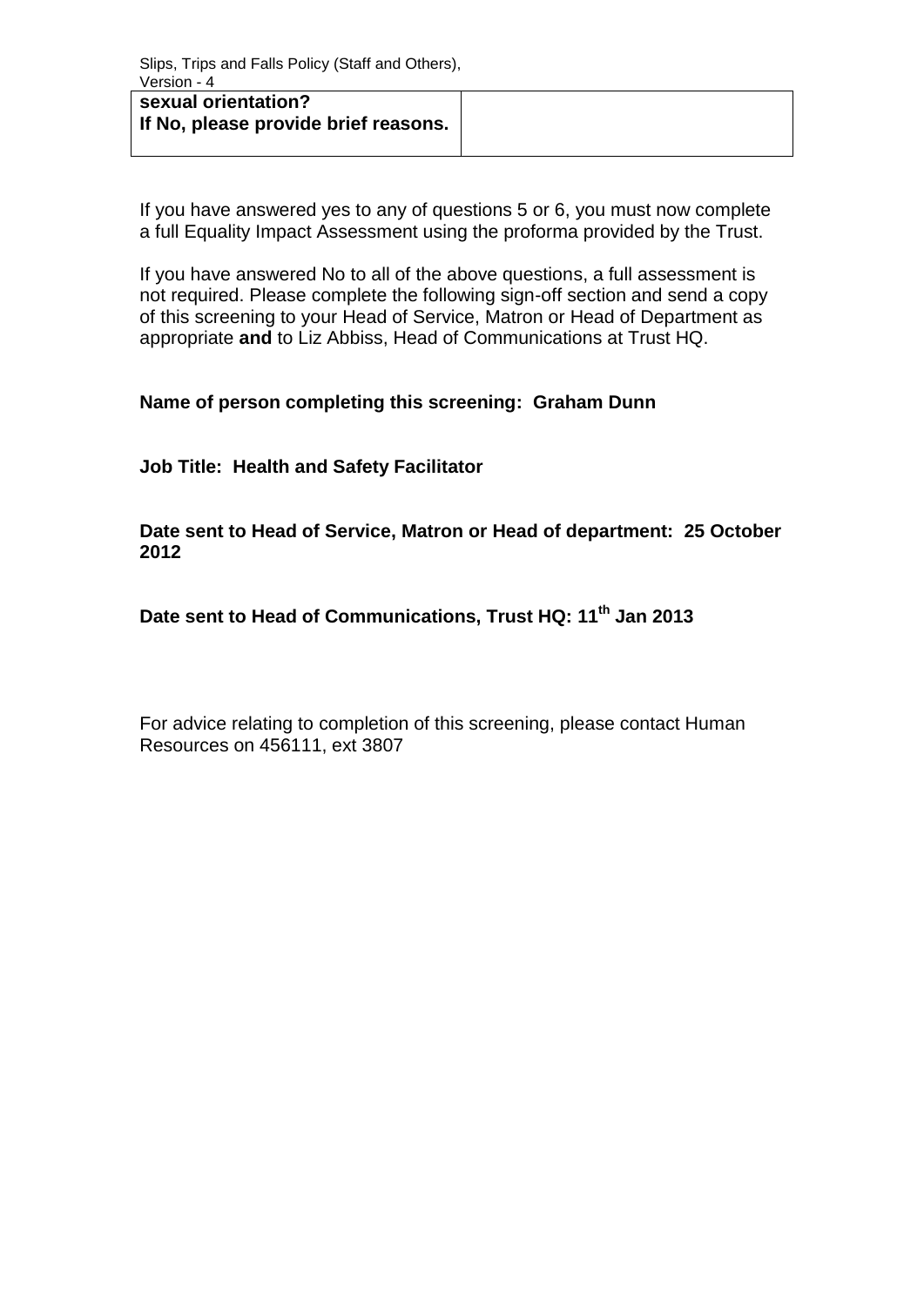| | |
|---|---|
| **sexual orientation?** **If No, please provide brief reasons.** | |

If you have answered yes to any of questions 5 or 6, you must now complete a full Equality Impact Assessment using the proforma provided by the Trust.

If you have answered No to all of the above questions, a full assessment is not required. Please complete the following sign-off section and send a copy of this screening to your Head of Service, Matron or Head of Department as appropriate **and** to Liz Abbiss, Head of Communications at Trust HQ.

**Name of person completing this screening: Graham Dunn**

**Job Title: Health and Safety Facilitator**

**Date sent to Head of Service, Matron or Head of department: 25 October 2012**

**Date sent to Head of Communications, Trust HQ: 11th Jan 2013**

For advice relating to completion of this screening, please contact Human Resources on 456111, ext 3807